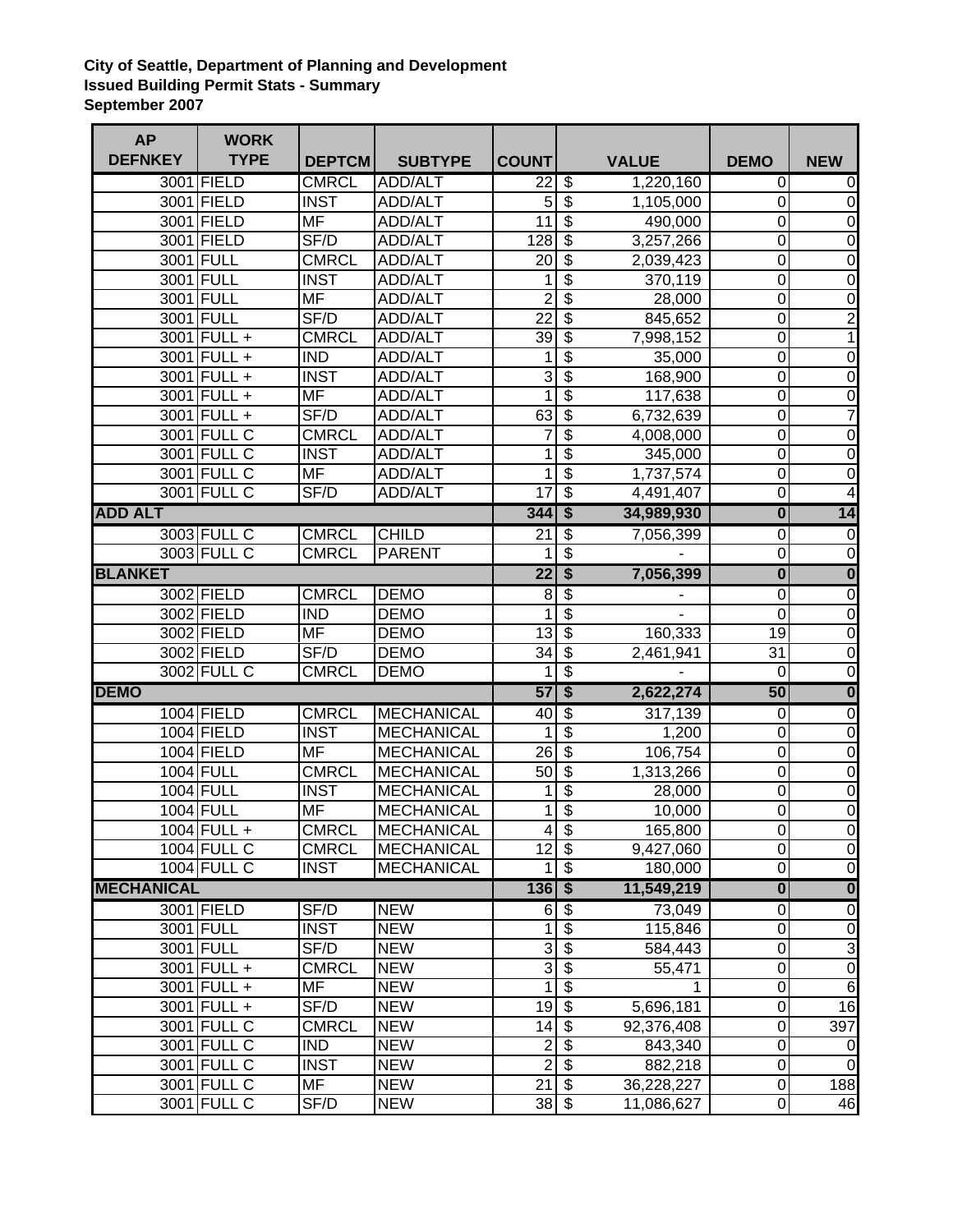**City of Seattle, Department of Planning and Development**
**Issued Building Permit Stats - Summary**
**September 2007**

| AP DEFNKEY | WORK TYPE | DEPTCM | SUBTYPE | COUNT | VALUE | DEMO | NEW |
|---|---|---|---|---|---|---|---|
| 3001 | FIELD | CMRCL | ADD/ALT | 22 | $ 1,220,160 | 0 | 0 |
| 3001 | FIELD | INST | ADD/ALT | 5 | $ 1,105,000 | 0 | 0 |
| 3001 | FIELD | MF | ADD/ALT | 11 | $ 490,000 | 0 | 0 |
| 3001 | FIELD | SF/D | ADD/ALT | 128 | $ 3,257,266 | 0 | 0 |
| 3001 | FULL | CMRCL | ADD/ALT | 20 | $ 2,039,423 | 0 | 0 |
| 3001 | FULL | INST | ADD/ALT | 1 | $ 370,119 | 0 | 0 |
| 3001 | FULL | MF | ADD/ALT | 2 | $ 28,000 | 0 | 0 |
| 3001 | FULL | SF/D | ADD/ALT | 22 | $ 845,652 | 0 | 2 |
| 3001 | FULL + | CMRCL | ADD/ALT | 39 | $ 7,998,152 | 0 | 1 |
| 3001 | FULL + | IND | ADD/ALT | 1 | $ 35,000 | 0 | 0 |
| 3001 | FULL + | INST | ADD/ALT | 3 | $ 168,900 | 0 | 0 |
| 3001 | FULL + | MF | ADD/ALT | 1 | $ 117,638 | 0 | 0 |
| 3001 | FULL + | SF/D | ADD/ALT | 63 | $ 6,732,639 | 0 | 7 |
| 3001 | FULL C | CMRCL | ADD/ALT | 7 | $ 4,008,000 | 0 | 0 |
| 3001 | FULL C | INST | ADD/ALT | 1 | $ 345,000 | 0 | 0 |
| 3001 | FULL C | MF | ADD/ALT | 1 | $ 1,737,574 | 0 | 0 |
| 3001 | FULL C | SF/D | ADD/ALT | 17 | $ 4,491,407 | 0 | 4 |
| **ADD ALT** | | | | **344** | **$ 34,989,930** | **0** | **14** |
| 3003 | FULL C | CMRCL | CHILD | 21 | $ 7,056,399 | 0 | 0 |
| 3003 | FULL C | CMRCL | PARENT | 1 | $ - | 0 | 0 |
| **BLANKET** | | | | **22** | **$ 7,056,399** | **0** | **0** |
| 3002 | FIELD | CMRCL | DEMO | 8 | $ - | 0 | 0 |
| 3002 | FIELD | IND | DEMO | 1 | $ - | 0 | 0 |
| 3002 | FIELD | MF | DEMO | 13 | $ 160,333 | 19 | 0 |
| 3002 | FIELD | SF/D | DEMO | 34 | $ 2,461,941 | 31 | 0 |
| 3002 | FULL C | CMRCL | DEMO | 1 | $ - | 0 | 0 |
| **DEMO** | | | | **57** | **$ 2,622,274** | **50** | **0** |
| 1004 | FIELD | CMRCL | MECHANICAL | 40 | $ 317,139 | 0 | 0 |
| 1004 | FIELD | INST | MECHANICAL | 1 | $ 1,200 | 0 | 0 |
| 1004 | FIELD | MF | MECHANICAL | 26 | $ 106,754 | 0 | 0 |
| 1004 | FULL | CMRCL | MECHANICAL | 50 | $ 1,313,266 | 0 | 0 |
| 1004 | FULL | INST | MECHANICAL | 1 | $ 28,000 | 0 | 0 |
| 1004 | FULL | MF | MECHANICAL | 1 | $ 10,000 | 0 | 0 |
| 1004 | FULL + | CMRCL | MECHANICAL | 4 | $ 165,800 | 0 | 0 |
| 1004 | FULL C | CMRCL | MECHANICAL | 12 | $ 9,427,060 | 0 | 0 |
| 1004 | FULL C | INST | MECHANICAL | 1 | $ 180,000 | 0 | 0 |
| **MECHANICAL** | | | | **136** | **$ 11,549,219** | **0** | **0** |
| 3001 | FIELD | SF/D | NEW | 6 | $ 73,049 | 0 | 0 |
| 3001 | FULL | INST | NEW | 1 | $ 115,846 | 0 | 0 |
| 3001 | FULL | SF/D | NEW | 3 | $ 584,443 | 0 | 3 |
| 3001 | FULL + | CMRCL | NEW | 3 | $ 55,471 | 0 | 0 |
| 3001 | FULL + | MF | NEW | 1 | $ 1 | 0 | 6 |
| 3001 | FULL + | SF/D | NEW | 19 | $ 5,696,181 | 0 | 16 |
| 3001 | FULL C | CMRCL | NEW | 14 | $ 92,376,408 | 0 | 397 |
| 3001 | FULL C | IND | NEW | 2 | $ 843,340 | 0 | 0 |
| 3001 | FULL C | INST | NEW | 2 | $ 882,218 | 0 | 0 |
| 3001 | FULL C | MF | NEW | 21 | $ 36,228,227 | 0 | 188 |
| 3001 | FULL C | SF/D | NEW | 38 | $ 11,086,627 | 0 | 46 |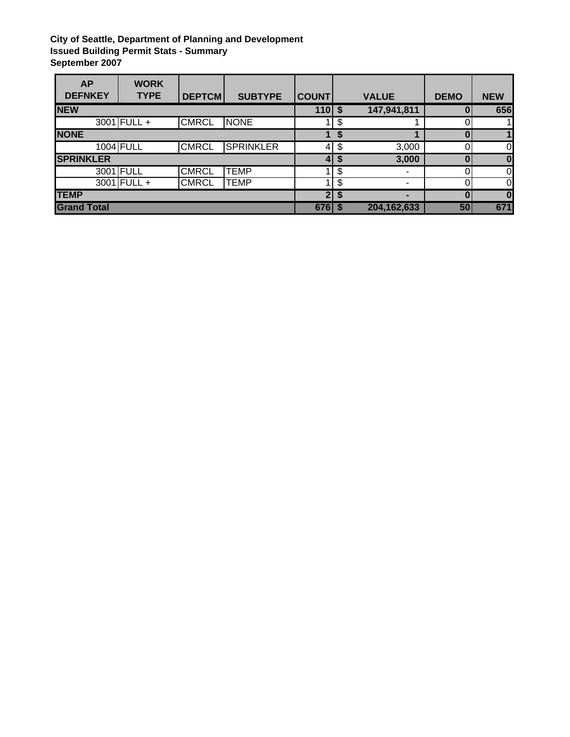**City of Seattle, Department of Planning and Development**
**Issued Building Permit Stats - Summary**
**September 2007**

| AP DEFNKEY | WORK TYPE | DEPTCM | SUBTYPE | COUNT | VALUE | DEMO | NEW |
|---|---|---|---|---|---|---|---|
| **NEW** | | | | **110** | **$ 147,941,811** | **0** | **656** |
| 3001 | FULL + | CMRCL | NONE | 1 | $ 1 | 0 | 1 |
| **NONE** | | | | **1** | **$ 1** | **0** | **1** |
| 1004 | FULL | CMRCL | SPRINKLER | 4 | $ 3,000 | 0 | 0 |
| **SPRINKLER** | | | | **4** | **$ 3,000** | **0** | **0** |
| 3001 | FULL | CMRCL | TEMP | 1 | $ - | 0 | 0 |
| 3001 | FULL + | CMRCL | TEMP | 1 | $ - | 0 | 0 |
| **TEMP** | | | | **2** | **$ -** | **0** | **0** |
| **Grand Total** | | | | **676** | **$ 204,162,633** | **50** | **671** |